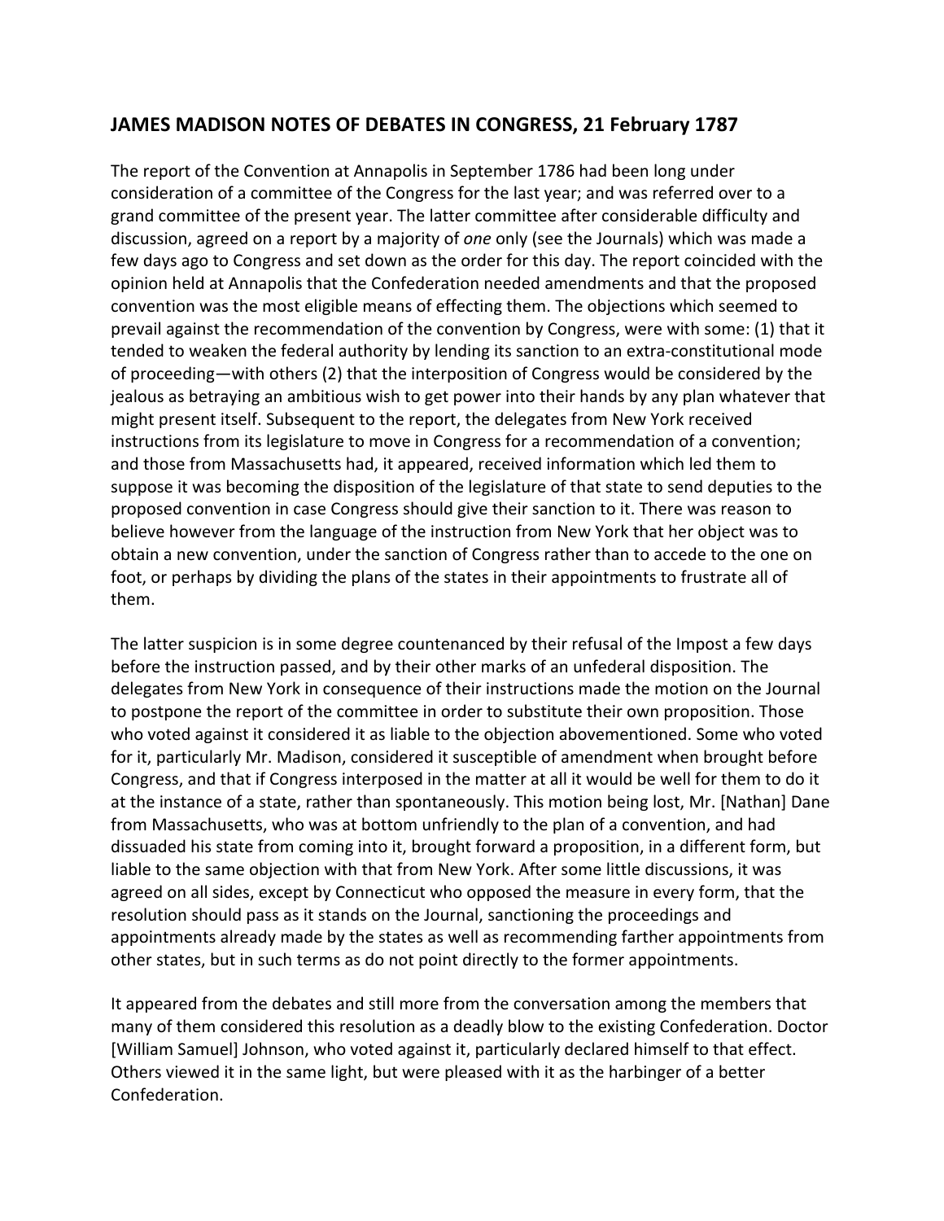## JAMES MADISON NOTES OF DEBATES IN CONGRESS, 21 February 1787

The report of the Convention at Annapolis in September 1786 had been long under consideration of a committee of the Congress for the last year; and was referred over to a grand committee of the present year. The latter committee after considerable difficulty and discussion, agreed on a report by a majority of *one* only (see the Journals) which was made a few days ago to Congress and set down as the order for this day. The report coincided with the opinion held at Annapolis that the Confederation needed amendments and that the proposed convention was the most eligible means of effecting them. The objections which seemed to prevail against the recommendation of the convention by Congress, were with some: (1) that it tended to weaken the federal authority by lending its sanction to an extra-constitutional mode of proceeding—with others (2) that the interposition of Congress would be considered by the jealous as betraying an ambitious wish to get power into their hands by any plan whatever that might present itself. Subsequent to the report, the delegates from New York received instructions from its legislature to move in Congress for a recommendation of a convention; and those from Massachusetts had, it appeared, received information which led them to suppose it was becoming the disposition of the legislature of that state to send deputies to the proposed convention in case Congress should give their sanction to it. There was reason to believe however from the language of the instruction from New York that her object was to obtain a new convention, under the sanction of Congress rather than to accede to the one on foot, or perhaps by dividing the plans of the states in their appointments to frustrate all of them.

The latter suspicion is in some degree countenanced by their refusal of the Impost a few days before the instruction passed, and by their other marks of an unfederal disposition. The delegates from New York in consequence of their instructions made the motion on the Journal to postpone the report of the committee in order to substitute their own proposition. Those who voted against it considered it as liable to the objection abovementioned. Some who voted for it, particularly Mr. Madison, considered it susceptible of amendment when brought before Congress, and that if Congress interposed in the matter at all it would be well for them to do it at the instance of a state, rather than spontaneously. This motion being lost, Mr. [Nathan] Dane from Massachusetts, who was at bottom unfriendly to the plan of a convention, and had dissuaded his state from coming into it, brought forward a proposition, in a different form, but liable to the same objection with that from New York. After some little discussions, it was agreed on all sides, except by Connecticut who opposed the measure in every form, that the resolution should pass as it stands on the Journal, sanctioning the proceedings and appointments already made by the states as well as recommending farther appointments from other states, but in such terms as do not point directly to the former appointments.

It appeared from the debates and still more from the conversation among the members that many of them considered this resolution as a deadly blow to the existing Confederation. Doctor [William Samuel] Johnson, who voted against it, particularly declared himself to that effect. Others viewed it in the same light, but were pleased with it as the harbinger of a better Confederation.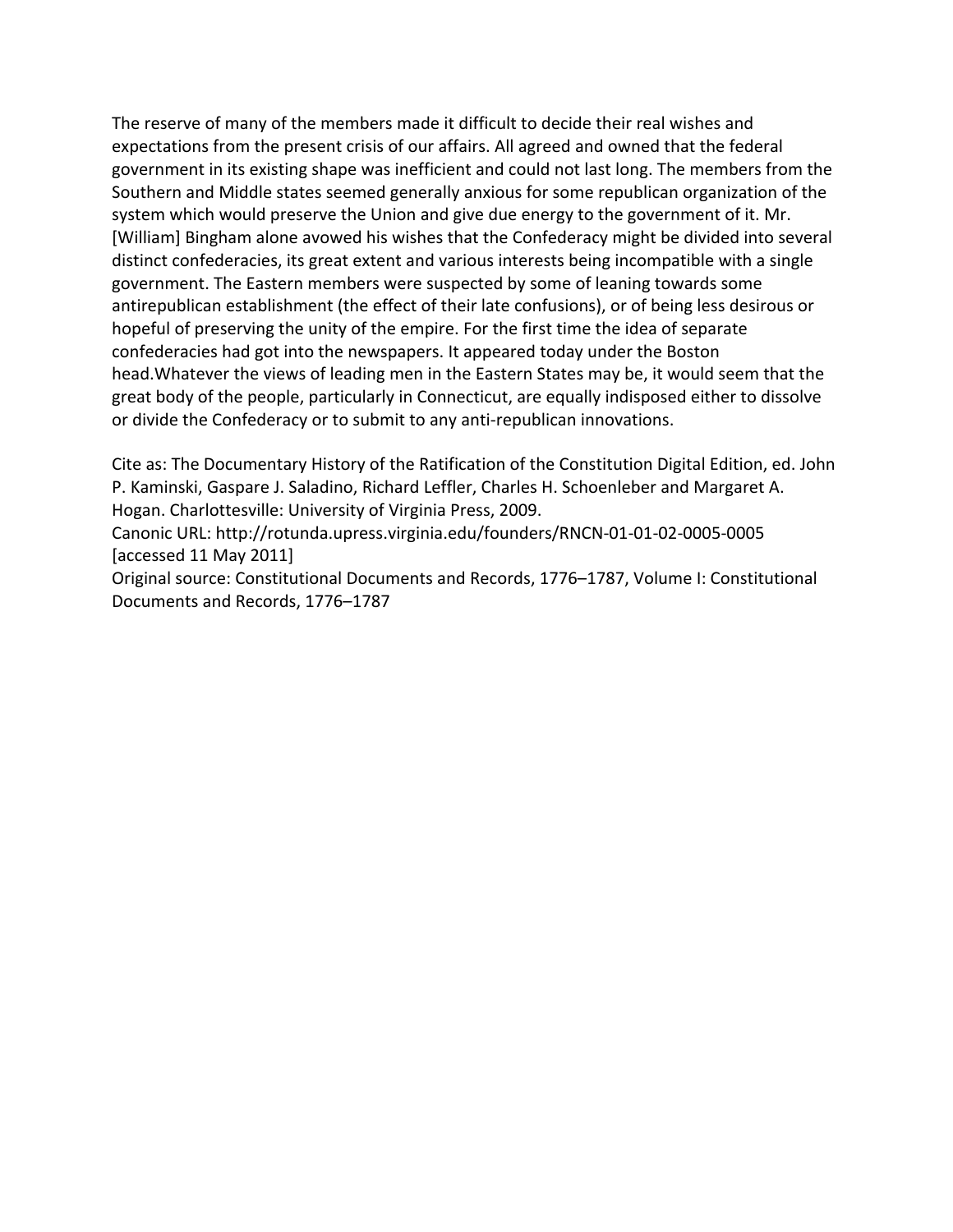The reserve of many of the members made it difficult to decide their real wishes and expectations from the present crisis of our affairs. All agreed and owned that the federal government in its existing shape was inefficient and could not last long. The members from the Southern and Middle states seemed generally anxious for some republican organization of the system which would preserve the Union and give due energy to the government of it. Mr. [William] Bingham alone avowed his wishes that the Confederacy might be divided into several distinct confederacies, its great extent and various interests being incompatible with a single government. The Eastern members were suspected by some of leaning towards some antirepublican establishment (the effect of their late confusions), or of being less desirous or hopeful of preserving the unity of the empire. For the first time the idea of separate confederacies had got into the newspapers. It appeared today under the Boston head.Whatever the views of leading men in the Eastern States may be, it would seem that the great body of the people, particularly in Connecticut, are equally indisposed either to dissolve or divide the Confederacy or to submit to any anti-republican innovations.

Cite as: The Documentary History of the Ratification of the Constitution Digital Edition, ed. John P. Kaminski, Gaspare J. Saladino, Richard Leffler, Charles H. Schoenleber and Margaret A. Hogan. Charlottesville: University of Virginia Press, 2009.
Canonic URL: http://rotunda.upress.virginia.edu/founders/RNCN-01-01-02-0005-0005 [accessed 11 May 2011]
Original source: Constitutional Documents and Records, 1776–1787, Volume I: Constitutional Documents and Records, 1776–1787